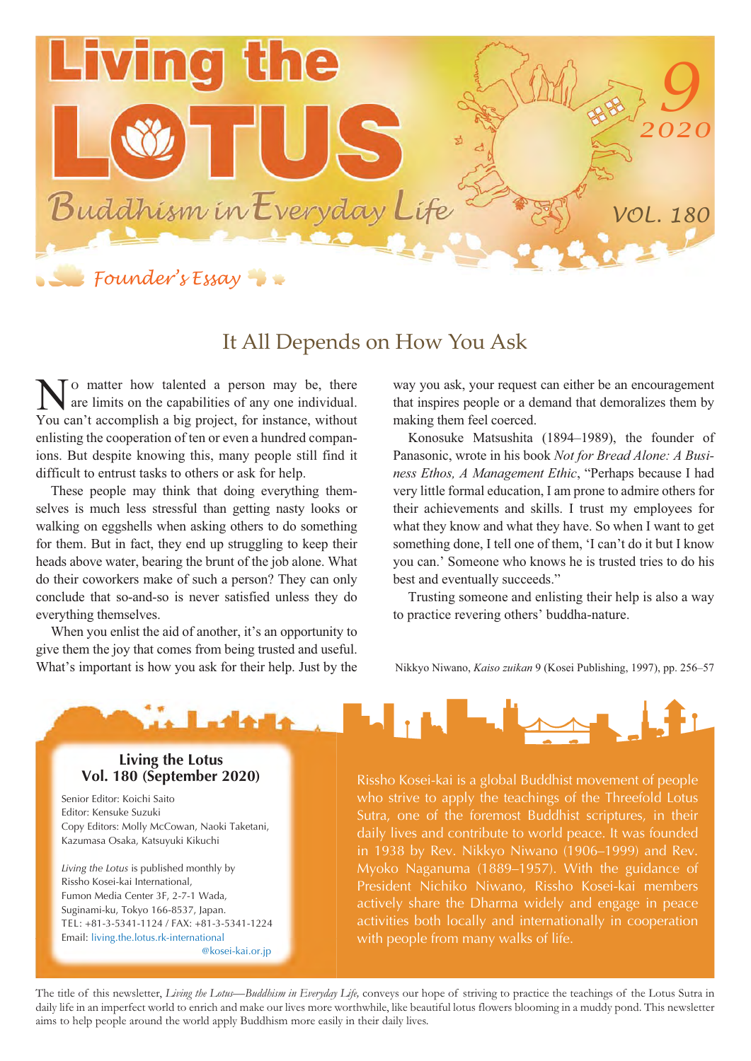# Living the LOTUS

## Buddhism in Everyday Life

9 2020

VOL. 180

### Founder's Essay

## It All Depends on How You Ask

No matter how talented a person may be, there are limits on the capabilities of any one individual. You can't accomplish a big project, for instance, without enlisting the cooperation of ten or even a hundred companions. But despite knowing this, many people still find it difficult to entrust tasks to others or ask for help.

These people may think that doing everything themselves is much less stressful than getting nasty looks or walking on eggshells when asking others to do something for them. But in fact, they end up struggling to keep their heads above water, bearing the brunt of the job alone. What do their coworkers make of such a person? They can only conclude that so-and-so is never satisfied unless they do everything themselves.

When you enlist the aid of another, it's an opportunity to give them the joy that comes from being trusted and useful. What's important is how you ask for their help. Just by the way you ask, your request can either be an encouragement that inspires people or a demand that demoralizes them by making them feel coerced.

Konosuke Matsushita (1894–1989), the founder of Panasonic, wrote in his book *Not for Bread Alone: A Business Ethos, A Management Ethic*, "Perhaps because I had very little formal education, I am prone to admire others for their achievements and skills. I trust my employees for what they know and what they have. So when I want to get something done, I tell one of them, 'I can't do it but I know you can.' Someone who knows he is trusted tries to do his best and eventually succeeds."

Trusting someone and enlisting their help is also a way to practice revering others' buddha-nature.

Nikkyo Niwano, *Kaiso zuikan* 9 (Kosei Publishing, 1997), pp. 256–57

**Living the Lotus**
**Vol. 180 (September 2020)**

Senior Editor: Koichi Saito
Editor: Kensuke Suzuki
Copy Editors: Molly McCowan, Naoki Taketani, Kazumasa Osaka, Katsuyuki Kikuchi

*Living the Lotus* is published monthly by Rissho Kosei-kai International, Fumon Media Center 3F, 2-7-1 Wada, Suginami-ku, Tokyo 166-8537, Japan.
TEL: +81-3-5341-1124 / FAX: +81-3-5341-1224
Email: living.the.lotus.rk-international@kosei-kai.or.jp

Rissho Kosei-kai is a global Buddhist movement of people who strive to apply the teachings of the Threefold Lotus Sutra, one of the foremost Buddhist scriptures, in their daily lives and contribute to world peace. It was founded in 1938 by Rev. Nikkyo Niwano (1906–1999) and Rev. Myoko Naganuma (1889–1957). With the guidance of President Nichiko Niwano, Rissho Kosei-kai members actively share the Dharma widely and engage in peace activities both locally and internationally in cooperation with people from many walks of life.

The title of this newsletter, *Living the Lotus—Buddhism in Everyday Life*, conveys our hope of striving to practice the teachings of the Lotus Sutra in daily life in an imperfect world to enrich and make our lives more worthwhile, like beautiful lotus flowers blooming in a muddy pond. This newsletter aims to help people around the world apply Buddhism more easily in their daily lives.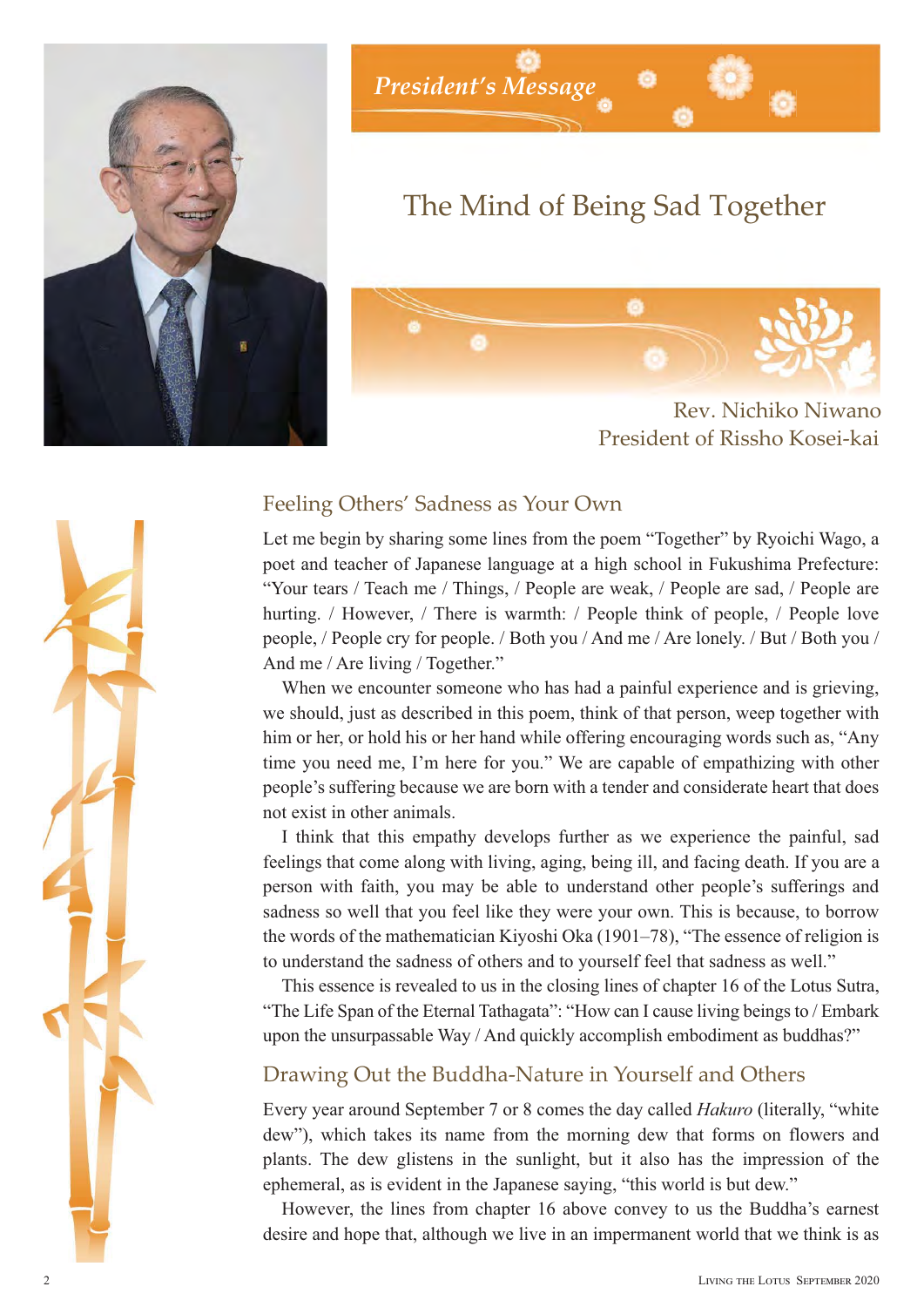President's Message

# The Mind of Being Sad Together

Rev. Nichiko Niwano
President of Rissho Kosei-kai

## Feeling Others' Sadness as Your Own

Let me begin by sharing some lines from the poem "Together" by Ryoichi Wago, a poet and teacher of Japanese language at a high school in Fukushima Prefecture: "Your tears / Teach me / Things, / People are weak, / People are sad, / People are hurting. / However, / There is warmth: / People think of people, / People love people, / People cry for people. / Both you / And me / Are lonely. / But / Both you / And me / Are living / Together."

When we encounter someone who has had a painful experience and is grieving, we should, just as described in this poem, think of that person, weep together with him or her, or hold his or her hand while offering encouraging words such as, "Any time you need me, I'm here for you." We are capable of empathizing with other people's suffering because we are born with a tender and considerate heart that does not exist in other animals.

I think that this empathy develops further as we experience the painful, sad feelings that come along with living, aging, being ill, and facing death. If you are a person with faith, you may be able to understand other people's sufferings and sadness so well that you feel like they were your own. This is because, to borrow the words of the mathematician Kiyoshi Oka (1901–78), "The essence of religion is to understand the sadness of others and to yourself feel that sadness as well."

This essence is revealed to us in the closing lines of chapter 16 of the Lotus Sutra, "The Life Span of the Eternal Tathagata": "How can I cause living beings to / Embark upon the unsurpassable Way / And quickly accomplish embodiment as buddhas?"

## Drawing Out the Buddha-Nature in Yourself and Others

Every year around September 7 or 8 comes the day called *Hakuro* (literally, "white dew"), which takes its name from the morning dew that forms on flowers and plants. The dew glistens in the sunlight, but it also has the impression of the ephemeral, as is evident in the Japanese saying, "this world is but dew."

However, the lines from chapter 16 above convey to us the Buddha's earnest desire and hope that, although we live in an impermanent world that we think is as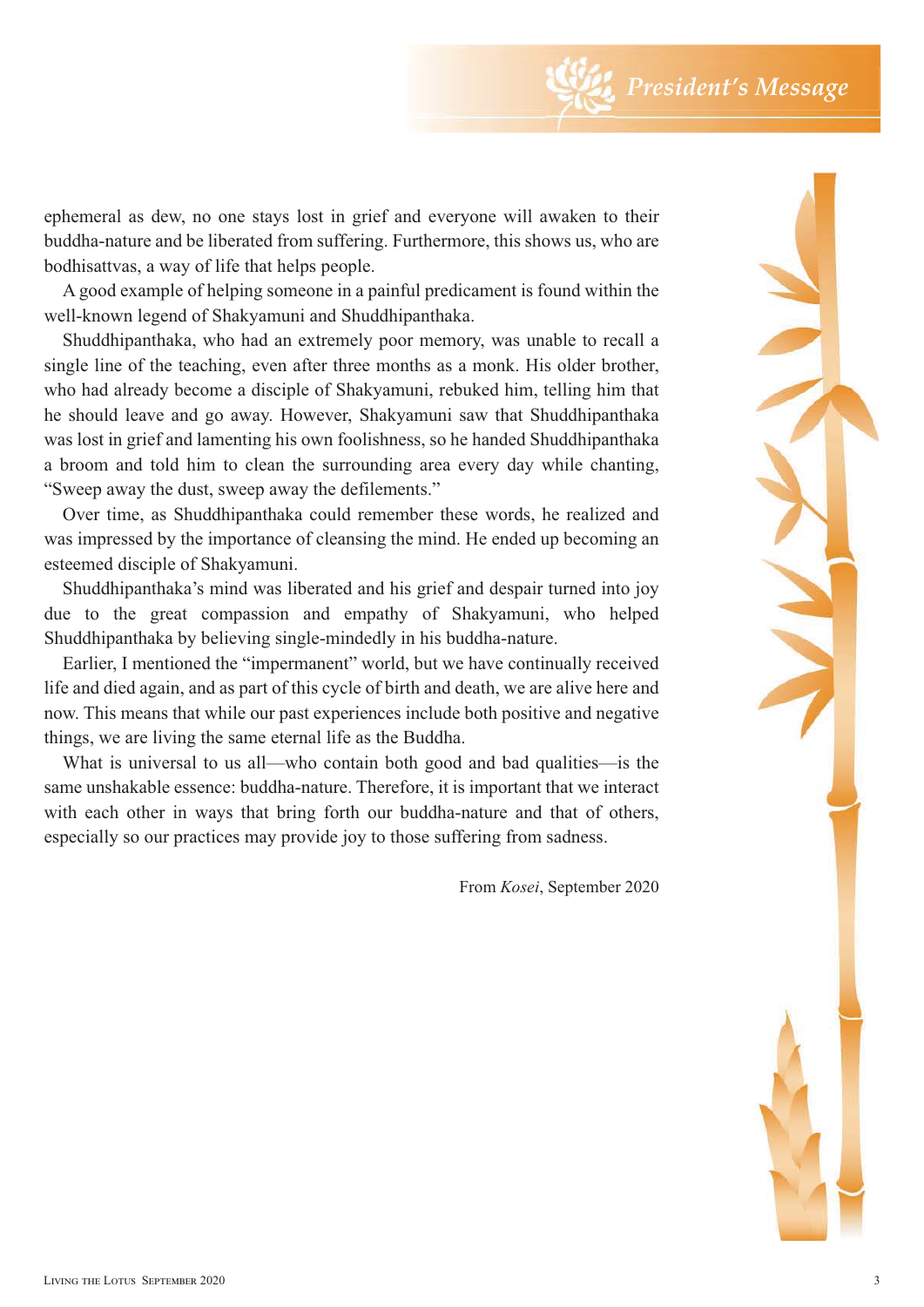ephemeral as dew, no one stays lost in grief and everyone will awaken to their buddha-nature and be liberated from suffering. Furthermore, this shows us, who are bodhisattvas, a way of life that helps people.

A good example of helping someone in a painful predicament is found within the well-known legend of Shakyamuni and Shuddhipanthaka.

Shuddhipanthaka, who had an extremely poor memory, was unable to recall a single line of the teaching, even after three months as a monk. His older brother, who had already become a disciple of Shakyamuni, rebuked him, telling him that he should leave and go away. However, Shakyamuni saw that Shuddhipanthaka was lost in grief and lamenting his own foolishness, so he handed Shuddhipanthaka a broom and told him to clean the surrounding area every day while chanting, "Sweep away the dust, sweep away the defilements."

Over time, as Shuddhipanthaka could remember these words, he realized and was impressed by the importance of cleansing the mind. He ended up becoming an esteemed disciple of Shakyamuni.

Shuddhipanthaka's mind was liberated and his grief and despair turned into joy due to the great compassion and empathy of Shakyamuni, who helped Shuddhipanthaka by believing single-mindedly in his buddha-nature.

Earlier, I mentioned the "impermanent" world, but we have continually received life and died again, and as part of this cycle of birth and death, we are alive here and now. This means that while our past experiences include both positive and negative things, we are living the same eternal life as the Buddha.

What is universal to us all—who contain both good and bad qualities—is the same unshakable essence: buddha-nature. Therefore, it is important that we interact with each other in ways that bring forth our buddha-nature and that of others, especially so our practices may provide joy to those suffering from sadness.

From *Kosei*, September 2020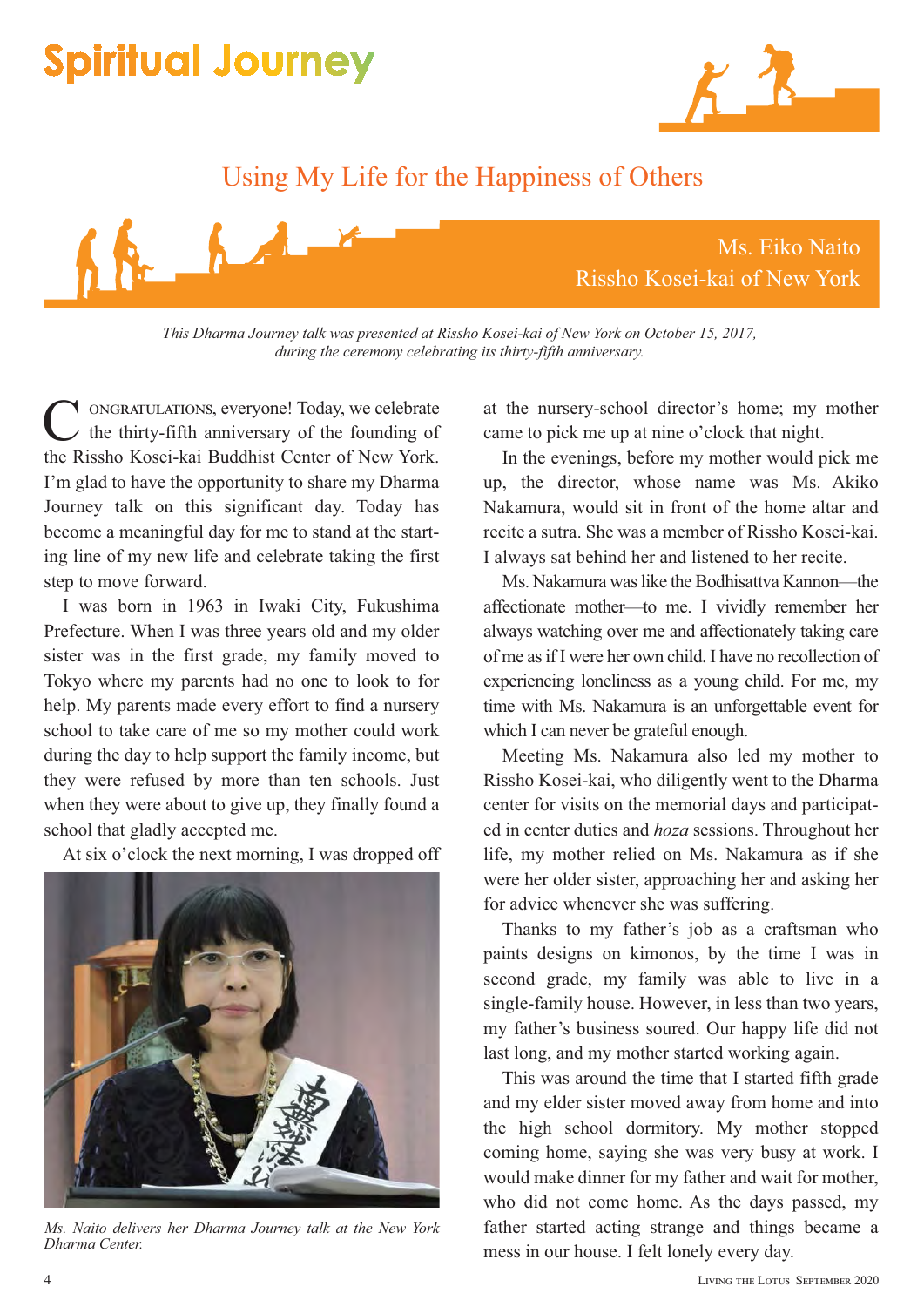# Spiritual Journey

## Using My Life for the Happiness of Others

Ms. Eiko Naito
Rissho Kosei-kai of New York

*This Dharma Journey talk was presented at Rissho Kosei-kai of New York on October 15, 2017, during the ceremony celebrating its thirty-fifth anniversary.*

Congratulations, everyone! Today, we celebrate the thirty-fifth anniversary of the founding of the Rissho Kosei-kai Buddhist Center of New York. I'm glad to have the opportunity to share my Dharma Journey talk on this significant day. Today has become a meaningful day for me to stand at the starting line of my new life and celebrate taking the first step to move forward.

I was born in 1963 in Iwaki City, Fukushima Prefecture. When I was three years old and my older sister was in the first grade, my family moved to Tokyo where my parents had no one to look to for help. My parents made every effort to find a nursery school to take care of me so my mother could work during the day to help support the family income, but they were refused by more than ten schools. Just when they were about to give up, they finally found a school that gladly accepted me.

At six o'clock the next morning, I was dropped off at the nursery-school director's home; my mother came to pick me up at nine o'clock that night.

*Ms. Naito delivers her Dharma Journey talk at the New York Dharma Center.*

In the evenings, before my mother would pick me up, the director, whose name was Ms. Akiko Nakamura, would sit in front of the home altar and recite a sutra. She was a member of Rissho Kosei-kai. I always sat behind her and listened to her recite.

Ms. Nakamura was like the Bodhisattva Kannon—the affectionate mother—to me. I vividly remember her always watching over me and affectionately taking care of me as if I were her own child. I have no recollection of experiencing loneliness as a young child. For me, my time with Ms. Nakamura is an unforgettable event for which I can never be grateful enough.

Meeting Ms. Nakamura also led my mother to Rissho Kosei-kai, who diligently went to the Dharma center for visits on the memorial days and participated in center duties and *hoza* sessions. Throughout her life, my mother relied on Ms. Nakamura as if she were her older sister, approaching her and asking her for advice whenever she was suffering.

Thanks to my father's job as a craftsman who paints designs on kimonos, by the time I was in second grade, my family was able to live in a single-family house. However, in less than two years, my father's business soured. Our happy life did not last long, and my mother started working again.

This was around the time that I started fifth grade and my elder sister moved away from home and into the high school dormitory. My mother stopped coming home, saying she was very busy at work. I would make dinner for my father and wait for mother, who did not come home. As the days passed, my father started acting strange and things became a mess in our house. I felt lonely every day.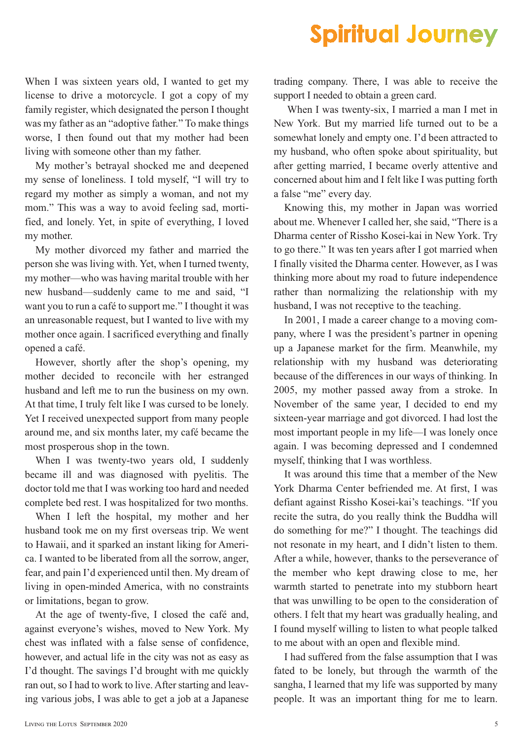# Spiritual Journey

When I was sixteen years old, I wanted to get my license to drive a motorcycle. I got a copy of my family register, which designated the person I thought was my father as an "adoptive father." To make things worse, I then found out that my mother had been living with someone other than my father.

My mother's betrayal shocked me and deepened my sense of loneliness. I told myself, "I will try to regard my mother as simply a woman, and not my mom." This was a way to avoid feeling sad, mortified, and lonely. Yet, in spite of everything, I loved my mother.

My mother divorced my father and married the person she was living with. Yet, when I turned twenty, my mother—who was having marital trouble with her new husband—suddenly came to me and said, "I want you to run a café to support me." I thought it was an unreasonable request, but I wanted to live with my mother once again. I sacrificed everything and finally opened a café.

However, shortly after the shop's opening, my mother decided to reconcile with her estranged husband and left me to run the business on my own. At that time, I truly felt like I was cursed to be lonely. Yet I received unexpected support from many people around me, and six months later, my café became the most prosperous shop in the town.

When I was twenty-two years old, I suddenly became ill and was diagnosed with pyelitis. The doctor told me that I was working too hard and needed complete bed rest. I was hospitalized for two months.

When I left the hospital, my mother and her husband took me on my first overseas trip. We went to Hawaii, and it sparked an instant liking for America. I wanted to be liberated from all the sorrow, anger, fear, and pain I'd experienced until then. My dream of living in open-minded America, with no constraints or limitations, began to grow.

At the age of twenty-five, I closed the café and, against everyone's wishes, moved to New York. My chest was inflated with a false sense of confidence, however, and actual life in the city was not as easy as I'd thought. The savings I'd brought with me quickly ran out, so I had to work to live. After starting and leaving various jobs, I was able to get a job at a Japanese trading company. There, I was able to receive the support I needed to obtain a green card.

When I was twenty-six, I married a man I met in New York. But my married life turned out to be a somewhat lonely and empty one. I'd been attracted to my husband, who often spoke about spirituality, but after getting married, I became overly attentive and concerned about him and I felt like I was putting forth a false "me" every day.

Knowing this, my mother in Japan was worried about me. Whenever I called her, she said, "There is a Dharma center of Rissho Kosei-kai in New York. Try to go there." It was ten years after I got married when I finally visited the Dharma center. However, as I was thinking more about my road to future independence rather than normalizing the relationship with my husband, I was not receptive to the teaching.

In 2001, I made a career change to a moving company, where I was the president's partner in opening up a Japanese market for the firm. Meanwhile, my relationship with my husband was deteriorating because of the differences in our ways of thinking. In 2005, my mother passed away from a stroke. In November of the same year, I decided to end my sixteen-year marriage and got divorced. I had lost the most important people in my life—I was lonely once again. I was becoming depressed and I condemned myself, thinking that I was worthless.

It was around this time that a member of the New York Dharma Center befriended me. At first, I was defiant against Rissho Kosei-kai's teachings. "If you recite the sutra, do you really think the Buddha will do something for me?" I thought. The teachings did not resonate in my heart, and I didn't listen to them. After a while, however, thanks to the perseverance of the member who kept drawing close to me, her warmth started to penetrate into my stubborn heart that was unwilling to be open to the consideration of others. I felt that my heart was gradually healing, and I found myself willing to listen to what people talked to me about with an open and flexible mind.

I had suffered from the false assumption that I was fated to be lonely, but through the warmth of the sangha, I learned that my life was supported by many people. It was an important thing for me to learn.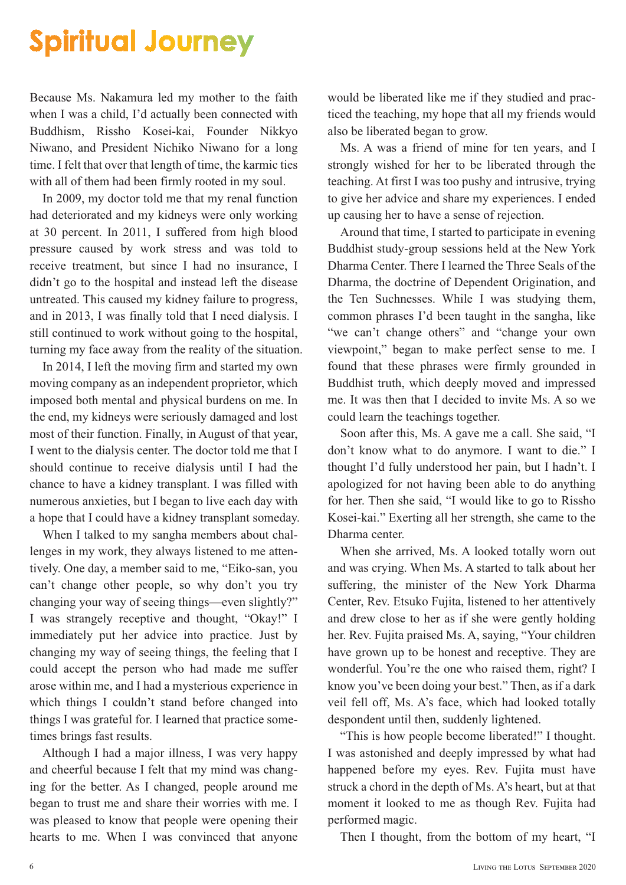# Spiritual Journey

Because Ms. Nakamura led my mother to the faith when I was a child, I'd actually been connected with Buddhism, Rissho Kosei-kai, Founder Nikkyo Niwano, and President Nichiko Niwano for a long time. I felt that over that length of time, the karmic ties with all of them had been firmly rooted in my soul.

In 2009, my doctor told me that my renal function had deteriorated and my kidneys were only working at 30 percent. In 2011, I suffered from high blood pressure caused by work stress and was told to receive treatment, but since I had no insurance, I didn't go to the hospital and instead left the disease untreated. This caused my kidney failure to progress, and in 2013, I was finally told that I need dialysis. I still continued to work without going to the hospital, turning my face away from the reality of the situation.

In 2014, I left the moving firm and started my own moving company as an independent proprietor, which imposed both mental and physical burdens on me. In the end, my kidneys were seriously damaged and lost most of their function. Finally, in August of that year, I went to the dialysis center. The doctor told me that I should continue to receive dialysis until I had the chance to have a kidney transplant. I was filled with numerous anxieties, but I began to live each day with a hope that I could have a kidney transplant someday.

When I talked to my sangha members about challenges in my work, they always listened to me attentively. One day, a member said to me, "Eiko-san, you can't change other people, so why don't you try changing your way of seeing things—even slightly?" I was strangely receptive and thought, "Okay!" I immediately put her advice into practice. Just by changing my way of seeing things, the feeling that I could accept the person who had made me suffer arose within me, and I had a mysterious experience in which things I couldn't stand before changed into things I was grateful for. I learned that practice sometimes brings fast results.

Although I had a major illness, I was very happy and cheerful because I felt that my mind was changing for the better. As I changed, people around me began to trust me and share their worries with me. I was pleased to know that people were opening their hearts to me. When I was convinced that anyone would be liberated like me if they studied and practiced the teaching, my hope that all my friends would also be liberated began to grow.

Ms. A was a friend of mine for ten years, and I strongly wished for her to be liberated through the teaching. At first I was too pushy and intrusive, trying to give her advice and share my experiences. I ended up causing her to have a sense of rejection.

Around that time, I started to participate in evening Buddhist study-group sessions held at the New York Dharma Center. There I learned the Three Seals of the Dharma, the doctrine of Dependent Origination, and the Ten Suchnesses. While I was studying them, common phrases I'd been taught in the sangha, like "we can't change others" and "change your own viewpoint," began to make perfect sense to me. I found that these phrases were firmly grounded in Buddhist truth, which deeply moved and impressed me. It was then that I decided to invite Ms. A so we could learn the teachings together.

Soon after this, Ms. A gave me a call. She said, "I don't know what to do anymore. I want to die." I thought I'd fully understood her pain, but I hadn't. I apologized for not having been able to do anything for her. Then she said, "I would like to go to Rissho Kosei-kai." Exerting all her strength, she came to the Dharma center.

When she arrived, Ms. A looked totally worn out and was crying. When Ms. A started to talk about her suffering, the minister of the New York Dharma Center, Rev. Etsuko Fujita, listened to her attentively and drew close to her as if she were gently holding her. Rev. Fujita praised Ms. A, saying, "Your children have grown up to be honest and receptive. They are wonderful. You're the one who raised them, right? I know you've been doing your best." Then, as if a dark veil fell off, Ms. A's face, which had looked totally despondent until then, suddenly lightened.

"This is how people become liberated!" I thought. I was astonished and deeply impressed by what had happened before my eyes. Rev. Fujita must have struck a chord in the depth of Ms. A's heart, but at that moment it looked to me as though Rev. Fujita had performed magic.

Then I thought, from the bottom of my heart, "I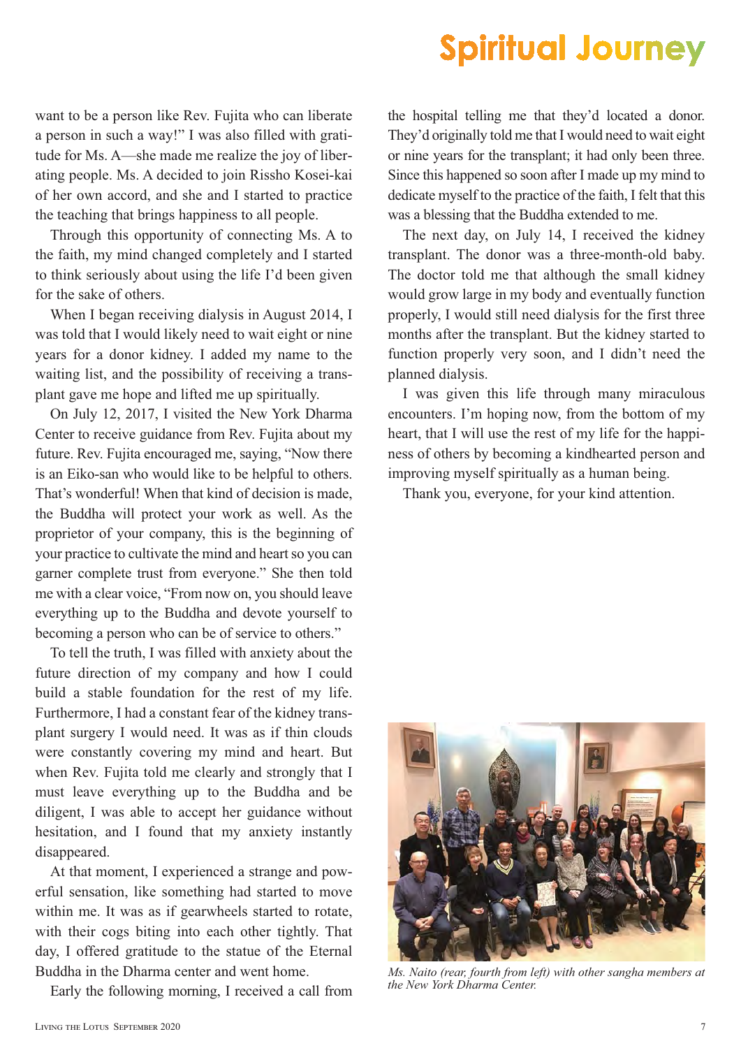want to be a person like Rev. Fujita who can liberate a person in such a way!" I was also filled with gratitude for Ms. A—she made me realize the joy of liberating people. Ms. A decided to join Rissho Kosei-kai of her own accord, and she and I started to practice the teaching that brings happiness to all people.

Through this opportunity of connecting Ms. A to the faith, my mind changed completely and I started to think seriously about using the life I'd been given for the sake of others.

When I began receiving dialysis in August 2014, I was told that I would likely need to wait eight or nine years for a donor kidney. I added my name to the waiting list, and the possibility of receiving a transplant gave me hope and lifted me up spiritually.

On July 12, 2017, I visited the New York Dharma Center to receive guidance from Rev. Fujita about my future. Rev. Fujita encouraged me, saying, "Now there is an Eiko-san who would like to be helpful to others. That's wonderful! When that kind of decision is made, the Buddha will protect your work as well. As the proprietor of your company, this is the beginning of your practice to cultivate the mind and heart so you can garner complete trust from everyone." She then told me with a clear voice, "From now on, you should leave everything up to the Buddha and devote yourself to becoming a person who can be of service to others."

To tell the truth, I was filled with anxiety about the future direction of my company and how I could build a stable foundation for the rest of my life. Furthermore, I had a constant fear of the kidney transplant surgery I would need. It was as if thin clouds were constantly covering my mind and heart. But when Rev. Fujita told me clearly and strongly that I must leave everything up to the Buddha and be diligent, I was able to accept her guidance without hesitation, and I found that my anxiety instantly disappeared.

At that moment, I experienced a strange and powerful sensation, like something had started to move within me. It was as if gearwheels started to rotate, with their cogs biting into each other tightly. That day, I offered gratitude to the statue of the Eternal Buddha in the Dharma center and went home.

Early the following morning, I received a call from the hospital telling me that they'd located a donor. They'd originally told me that I would need to wait eight or nine years for the transplant; it had only been three. Since this happened so soon after I made up my mind to dedicate myself to the practice of the faith, I felt that this was a blessing that the Buddha extended to me.

The next day, on July 14, I received the kidney transplant. The donor was a three-month-old baby. The doctor told me that although the small kidney would grow large in my body and eventually function properly, I would still need dialysis for the first three months after the transplant. But the kidney started to function properly very soon, and I didn't need the planned dialysis.

I was given this life through many miraculous encounters. I'm hoping now, from the bottom of my heart, that I will use the rest of my life for the happiness of others by becoming a kindhearted person and improving myself spiritually as a human being.

Thank you, everyone, for your kind attention.

*Ms. Naito (rear, fourth from left) with other sangha members at the New York Dharma Center.*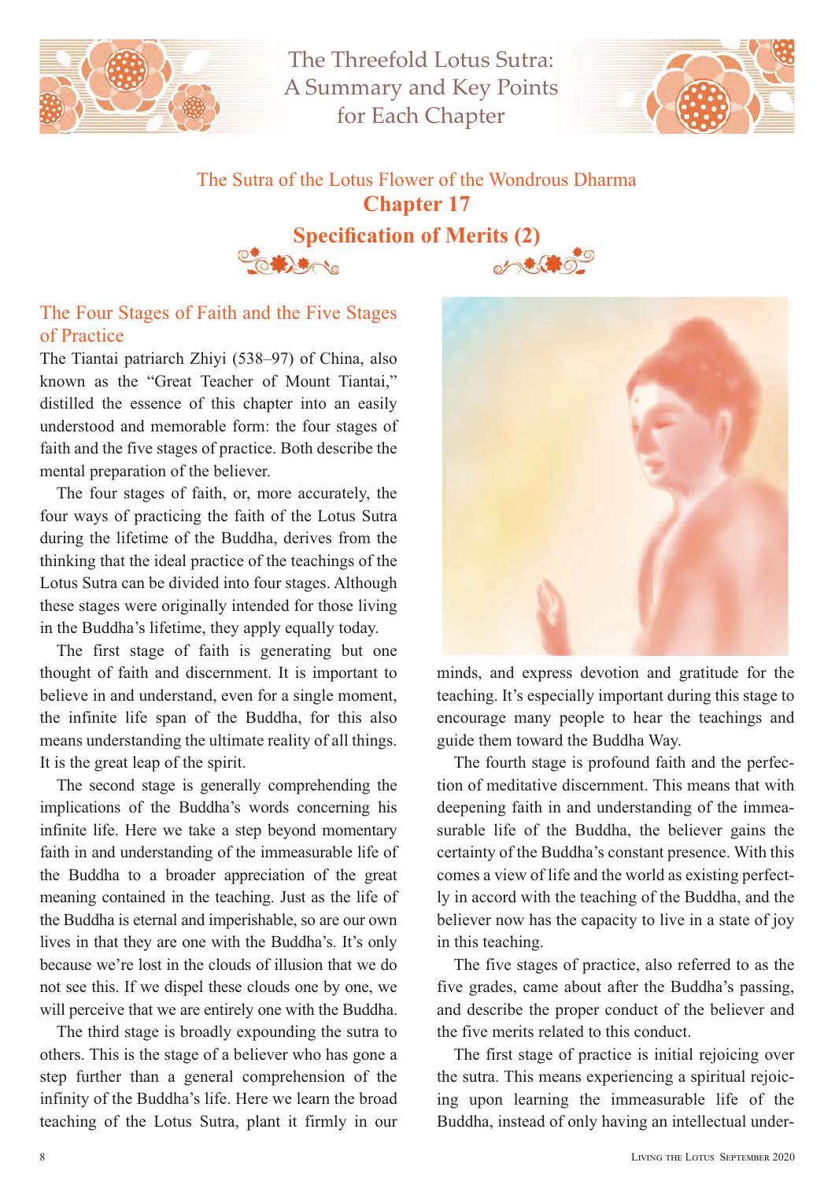The Threefold Lotus Sutra: A Summary and Key Points for Each Chapter

The Sutra of the Lotus Flower of the Wondrous Dharma

# Chapter 17

## Specification of Merits (2)

### The Four Stages of Faith and the Five Stages of Practice

The Tiantai patriarch Zhiyi (538–97) of China, also known as the "Great Teacher of Mount Tiantai," distilled the essence of this chapter into an easily understood and memorable form: the four stages of faith and the five stages of practice. Both describe the mental preparation of the believer.

The four stages of faith, or, more accurately, the four ways of practicing the faith of the Lotus Sutra during the lifetime of the Buddha, derives from the thinking that the ideal practice of the teachings of the Lotus Sutra can be divided into four stages. Although these stages were originally intended for those living in the Buddha's lifetime, they apply equally today.

The first stage of faith is generating but one thought of faith and discernment. It is important to believe in and understand, even for a single moment, the infinite life span of the Buddha, for this also means understanding the ultimate reality of all things. It is the great leap of the spirit.

The second stage is generally comprehending the implications of the Buddha's words concerning his infinite life. Here we take a step beyond momentary faith in and understanding of the immeasurable life of the Buddha to a broader appreciation of the great meaning contained in the teaching. Just as the life of the Buddha is eternal and imperishable, so are our own lives in that they are one with the Buddha's. It's only because we're lost in the clouds of illusion that we do not see this. If we dispel these clouds one by one, we will perceive that we are entirely one with the Buddha.

The third stage is broadly expounding the sutra to others. This is the stage of a believer who has gone a step further than a general comprehension of the infinity of the Buddha's life. Here we learn the broad teaching of the Lotus Sutra, plant it firmly in our minds, and express devotion and gratitude for the teaching. It's especially important during this stage to encourage many people to hear the teachings and guide them toward the Buddha Way.

The fourth stage is profound faith and the perfection of meditative discernment. This means that with deepening faith in and understanding of the immeasurable life of the Buddha, the believer gains the certainty of the Buddha's constant presence. With this comes a view of life and the world as existing perfectly in accord with the teaching of the Buddha, and the believer now has the capacity to live in a state of joy in this teaching.

The five stages of practice, also referred to as the five grades, came about after the Buddha's passing, and describe the proper conduct of the believer and the five merits related to this conduct.

The first stage of practice is initial rejoicing over the sutra. This means experiencing a spiritual rejoicing upon learning the immeasurable life of the Buddha, instead of only having an intellectual under-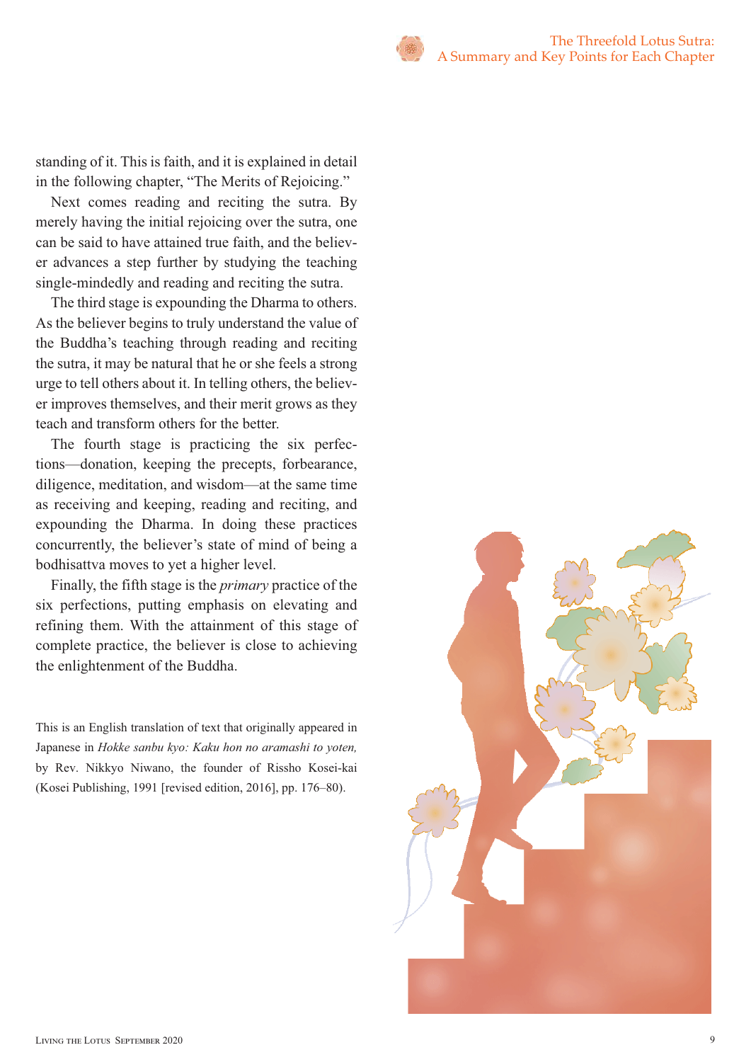standing of it. This is faith, and it is explained in detail in the following chapter, "The Merits of Rejoicing."

Next comes reading and reciting the sutra. By merely having the initial rejoicing over the sutra, one can be said to have attained true faith, and the believer advances a step further by studying the teaching single-mindedly and reading and reciting the sutra.

The third stage is expounding the Dharma to others. As the believer begins to truly understand the value of the Buddha's teaching through reading and reciting the sutra, it may be natural that he or she feels a strong urge to tell others about it. In telling others, the believer improves themselves, and their merit grows as they teach and transform others for the better.

The fourth stage is practicing the six perfections—donation, keeping the precepts, forbearance, diligence, meditation, and wisdom—at the same time as receiving and keeping, reading and reciting, and expounding the Dharma. In doing these practices concurrently, the believer's state of mind of being a bodhisattva moves to yet a higher level.

Finally, the fifth stage is the *primary* practice of the six perfections, putting emphasis on elevating and refining them. With the attainment of this stage of complete practice, the believer is close to achieving the enlightenment of the Buddha.

This is an English translation of text that originally appeared in Japanese in *Hokke sanbu kyo: Kaku hon no aramashi to yoten,* by Rev. Nikkyo Niwano, the founder of Rissho Kosei-kai (Kosei Publishing, 1991 [revised edition, 2016], pp. 176–80).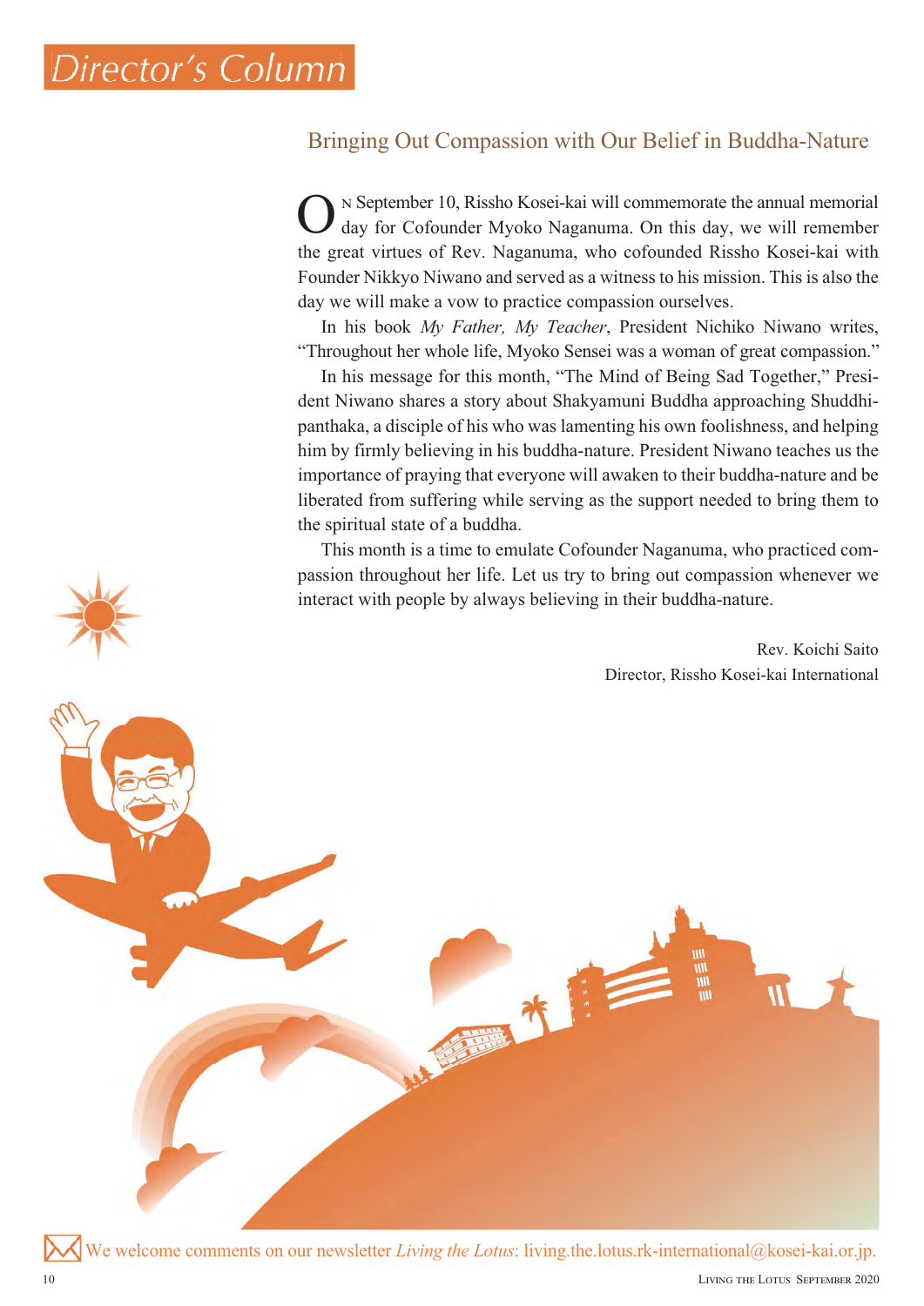# Director's Column

## Bringing Out Compassion with Our Belief in Buddha-Nature

On September 10, Rissho Kosei-kai will commemorate the annual memorial day for Cofounder Myoko Naganuma. On this day, we will remember the great virtues of Rev. Naganuma, who cofounded Rissho Kosei-kai with Founder Nikkyo Niwano and served as a witness to his mission. This is also the day we will make a vow to practice compassion ourselves.

In his book *My Father, My Teacher*, President Nichiko Niwano writes, "Throughout her whole life, Myoko Sensei was a woman of great compassion."

In his message for this month, "The Mind of Being Sad Together," President Niwano shares a story about Shakyamuni Buddha approaching Shuddhipanthaka, a disciple of his who was lamenting his own foolishness, and helping him by firmly believing in his buddha-nature. President Niwano teaches us the importance of praying that everyone will awaken to their buddha-nature and be liberated from suffering while serving as the support needed to bring them to the spiritual state of a buddha.

This month is a time to emulate Cofounder Naganuma, who practiced compassion throughout her life. Let us try to bring out compassion whenever we interact with people by always believing in their buddha-nature.

Rev. Koichi Saito
Director, Rissho Kosei-kai International

We welcome comments on our newsletter *Living the Lotus*: living.the.lotus.rk-international@kosei-kai.or.jp.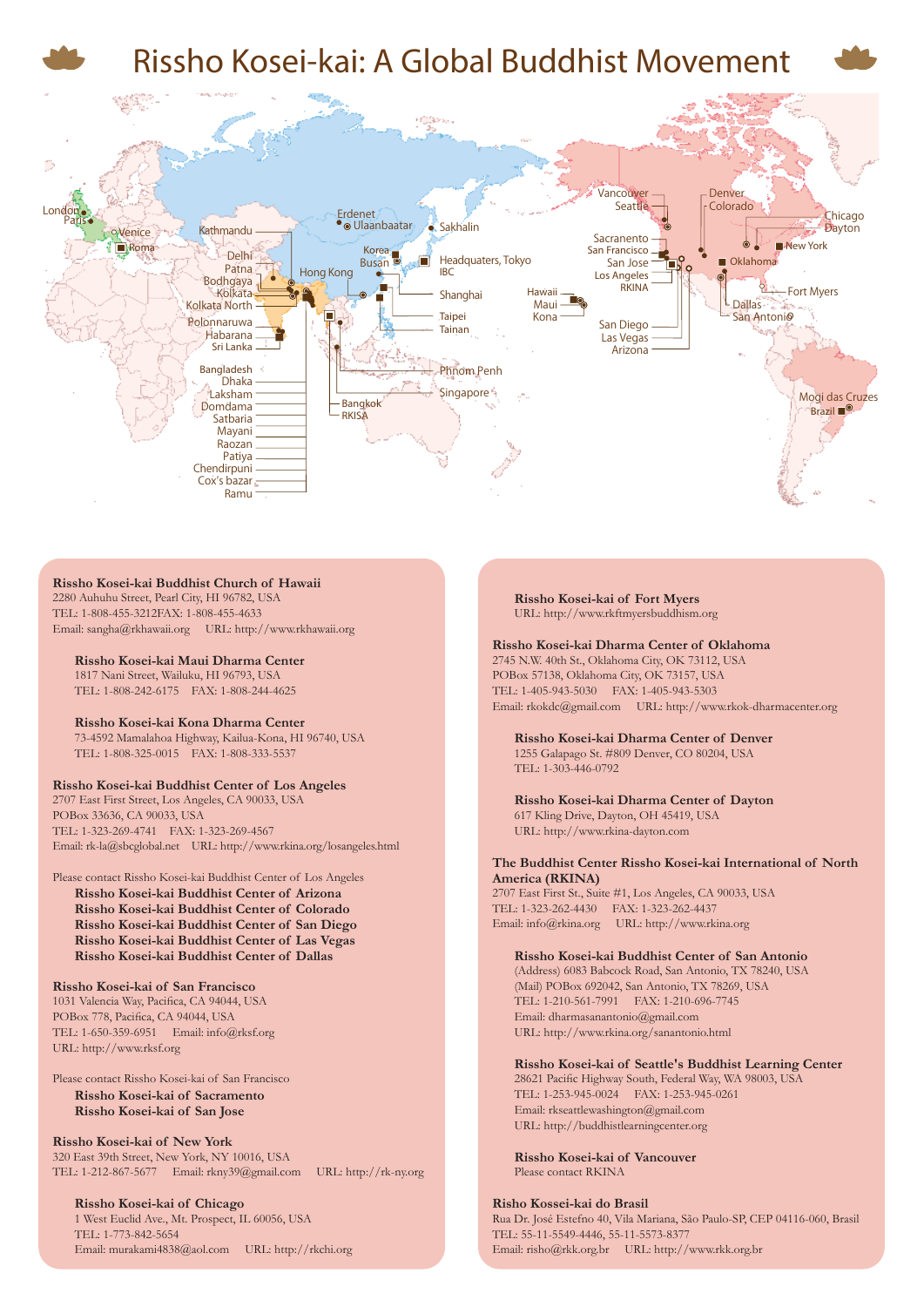# Rissho Kosei-kai: A Global Buddhist Movement

**Rissho Kosei-kai Buddhist Church of Hawaii**
2280 Auhuhu Street, Pearl City, HI 96782, USA
TEL: 1-808-455-3212FAX: 1-808-455-4633
Email: sangha@rkhawaii.org URL: http://www.rkhawaii.org

**Rissho Kosei-kai Maui Dharma Center**
1817 Nani Street, Wailuku, HI 96793, USA
TEL: 1-808-242-6175 FAX: 1-808-244-4625

**Rissho Kosei-kai Kona Dharma Center**
73-4592 Mamalahoa Highway, Kailua-Kona, HI 96740, USA
TEL: 1-808-325-0015 FAX: 1-808-333-5537

**Rissho Kosei-kai Buddhist Center of Los Angeles**
2707 East First Street, Los Angeles, CA 90033, USA
POBox 33636, CA 90033, USA
TEL: 1-323-269-4741 FAX: 1-323-269-4567
Email: rk-la@sbcglobal.net URL: http://www.rkina.org/losangeles.html

Please contact Rissho Kosei-kai Buddhist Center of Los Angeles
**Rissho Kosei-kai Buddhist Center of Arizona**
**Rissho Kosei-kai Buddhist Center of San Diego**
**Rissho Kosei-kai Buddhist Center of Las Vegas**
**Rissho Kosei-kai Buddhist Center of Dallas**

**Rissho Kosei-kai of San Francisco**
1031 Valencia Way, Pacifica, CA 94044, USA
POBox 778, Pacifica, CA 94044, USA
TEL: 1-650-359-6951 Email: info@rksf.org
URL: http://www.rksf.org

Please contact Rissho Kosei-kai of San Francisco
**Rissho Kosei-kai of Sacramento**
**Rissho Kosei-kai of San Jose**

**Rissho Kosei-kai of New York**
320 East 39th Street, New York, NY 10016, USA
TEL: 1-212-867-5677 Email: rkny39@gmail.com URL: http://rk-ny.org

**Rissho Kosei-kai of Chicago**
1 West Euclid Ave., Mt. Prospect, IL 60056, USA
TEL: 1-773-842-5654
Email: murakami4838@aol.com URL: http://rkchi.org

**Rissho Kosei-kai of Fort Myers**
URL: http://www.rkftmyersbuddhism.org

**Rissho Kosei-kai Dharma Center of Oklahoma**
2745 N.W. 40th St., Oklahoma City, OK 73112, USA
POBox 57138, Oklahoma City, OK 73157, USA
TEL: 1-405-943-5030 FAX: 1-405-943-5303
Email: rkokdc@gmail.com URL: http://www.rkok-dharmacenter.org

**Rissho Kosei-kai Dharma Center of Denver**
1255 Galapago St. #809 Denver, CO 80204, USA
TEL: 1-303-446-0792

**Rissho Kosei-kai Dharma Center of Dayton**
617 Kling Drive, Dayton, OH 45419, USA
URL: http://www.rkina-dayton.com

**The Buddhist Center Rissho Kosei-kai International of North America (RKINA)**
2707 East First St., Suite #1, Los Angeles, CA 90033, USA
TEL: 1-323-262-4430 FAX: 1-323-262-4437
Email: info@rkina.org URL: http://www.rkina.org

**Rissho Kosei-kai Buddhist Center of San Antonio**
(Address) 6083 Babcock Road, San Antonio, TX 78240, USA
(Mail) POBox 692042, San Antonio, TX 78269, USA
TEL: 1-210-561-7991 FAX: 1-210-696-7745
Email: dharmasanantonio@gmail.com
URL: http://www.rkina.org/sanantonio.html

**Rissho Kosei-kai of Seattle's Buddhist Learning Center**
28621 Pacific Highway South, Federal Way, WA 98003, USA
TEL: 1-253-945-0024 FAX: 1-253-945-0261
Email: rkseattlewashington@gmail.com
URL: http://buddhistlearningcenter.org

**Rissho Kosei-kai of Vancouver**
Please contact RKINA

**Risho Kossei-kai do Brasil**
Rua Dr. José Estefno 40, Vila Mariana, São Paulo-SP, CEP 04116-060, Brasil
TEL: 55-11-5549-4446, 55-11-5573-8377
Email: risho@rkk.org.br URL: http://www.rkk.org.br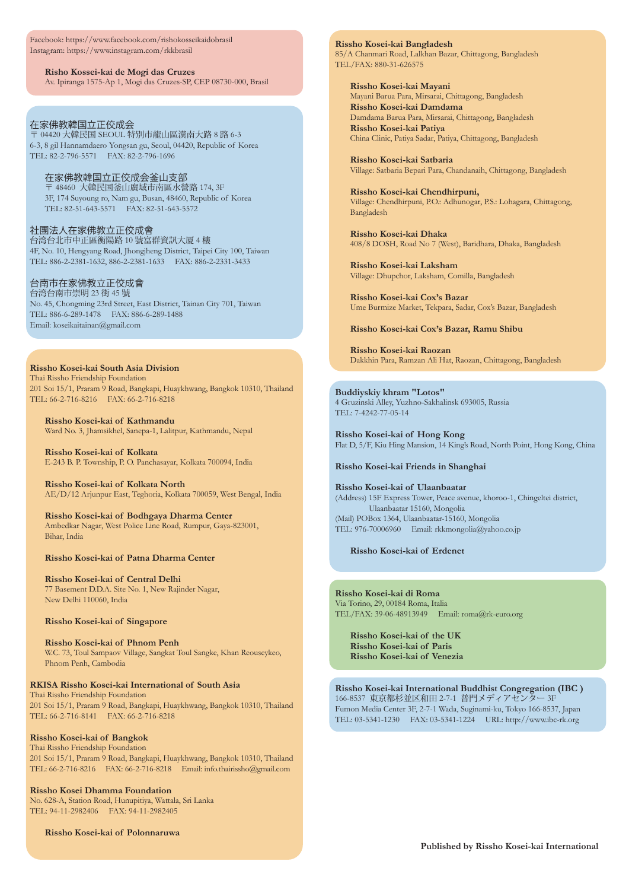Facebook: https://www.facebook.com/rishokosseikaidobrasil
Instagram: https://www.instagram.com/rkkbrasil

**Risho Kossei-kai de Mogi das Cruzes**
Av. Ipiranga 1575-Ap 1, Mogi das Cruzes-SP, CEP 08730-000, Brasil

在家佛教韓国立正佼成会
〒 04420 大韓民国 SEOUL 特別市龍山區漢南大路 8 路 6-3
6-3, 8 gil Hannamdaero Yongsan gu, Seoul, 04420, Republic of Korea
TEL: 82-2-796-5571 FAX: 82-2-796-1696

在家佛教韓国立正佼成会釜山支部
〒 48460 大韓民国釜山廣域市南區水營路 174, 3F
3F, 174 Suyoung ro, Nam gu, Busan, 48460, Republic of Korea
TEL: 82-51-643-5571 FAX: 82-51-643-5572

社團法人在家佛教立正佼成會
台湾台北市中正區衡陽路 10 號富群資訊大廈 4 樓
4F, No. 10, Hengyang Road, Jhongjheng District, Taipei City 100, Taiwan
TEL: 886-2-2381-1632, 886-2-2381-1633 FAX: 886-2-2331-3423

台南市在家佛教立正佼成會
台湾台南市崇明 23 街 45 號
No. 45, Chongming 23rd Street, East District, Tainan City 701, Taiwan
TEL: 886-6-289-1478 FAX: 886-6-289-1488
Email: koseikaitainan@gmail.com

**Rissho Kosei-kai South Asia Division**
Thai Rissho Friendship Foundation
201 Soi 15/1, Praram 9 Road, Bangkapi, Huaykhwang, Bangkok 10310, Thailand
TEL: 66-2-716-8216 FAX: 66-2-716-8218

**Rissho Kosei-kai of Kathmandu**
Ward No. 3, Jhamsikhel, Sanepa-1, Lalitpur, Kathmandu, Nepal

**Rissho Kosei-kai of Kolkata**
E-243 B. P. Township, P. O. Panchasayar, Kolkata 700094, India

**Rissho Kosei-kai of Kolkata North**
AE/D/12 Arjunpur East, Teghoria, Kolkata 700059, West Bengal, India

**Rissho Kosei-kai of Bodhgaya Dharma Center**
Ambedkar Nagar, West Police Line Road, Rumpur, Gaya-823001, Bihar, India

**Rissho Kosei-kai of Patna Dharma Center**

**Rissho Kosei-kai of Central Delhi**
77 Basement D.D.A. Site No. 1, New Rajinder Nagar, New Delhi 110060, India

**Rissho Kosei-kai of Singapore**

**Rissho Kosei-kai of Phnom Penh**
W.C. 73, Toul Sampaov Village, Sangkat Toul Sangke, Khan Reouseykeo, Phnom Penh, Cambodia

**RKISA Rissho Kosei-kai International of South Asia**
Thai Rissho Friendship Foundation
201 Soi 15/1, Praram 9 Road, Bangkapi, Huaykhwang, Bangkok 10310, Thailand
TEL: 66-2-716-8141 FAX: 66-2-716-8218

**Rissho Kosei-kai of Bangkok**
Thai Rissho Friendship Foundation
201 Soi 15/1, Praram 9 Road, Bangkapi, Huaykhwang, Bangkok 10310, Thailand
TEL: 66-2-716-8216 FAX: 66-2-716-8218 Email: info.thairissho@gmail.com

**Rissho Kosei Dhamma Foundation**
No. 628-A, Station Road, Hunupitiya, Wattala, Sri Lanka
TEL: 94-11-2982406 FAX: 94-11-2982405

**Rissho Kosei-kai of Polonnaruwa**

**Rissho Kosei-kai Bangladesh**
85/A Chanmari Road, Lalkhan Bazar, Chittagong, Bangladesh
TEL/FAX: 880-31-626575

**Rissho Kosei-kai Mayani**
Mayani Barua Para, Mirsarai, Chittagong, Bangladesh

**Rissho Kosei-kai Damdama**
Damdama Barua Para, Mirsarai, Chittagong, Bangladesh

**Rissho Kosei-kai Patiya**
China Clinic, Patiya Sadar, Patiya, Chittagong, Bangladesh

**Rissho Kosei-kai Satbaria**
Village: Satbaria Bepari Para, Chandanaih, Chittagong, Bangladesh

**Rissho Kosei-kai Chendhirpuni,**
Village: Chendhirpuni, P.O.: Adhunogar, P.S.: Lohagara, Chittagong, Bangladesh

**Rissho Kosei-kai Dhaka**
408/8 DOSH, Road No 7 (West), Baridhara, Dhaka, Bangladesh

**Rissho Kosei-kai Laksham**
Village: Dhupchor, Laksham, Comilla, Bangladesh

**Rissho Kosei-kai Cox's Bazar**
Ume Burmize Market, Tekpara, Sadar, Cox's Bazar, Bangladesh

**Rissho Kosei-kai Cox's Bazar, Ramu Shibu**

**Rissho Kosei-kai Raozan**
Dakkhin Para, Ramzan Ali Hat, Raozan, Chittagong, Bangladesh

**Buddiyskiy khram "Lotos"**
4 Gruzinski Alley, Yuzhno-Sakhalinsk 693005, Russia
TEL: 7-4242-77-05-14

**Rissho Kosei-kai of Hong Kong**
Flat D, 5/F, Kiu Hing Mansion, 14 King's Road, North Point, Hong Kong, China

**Rissho Kosei-kai Friends in Shanghai**

**Rissho Kosei-kai of Ulaanbaatar**
(Address) 15F Express Tower, Peace avenue, khoroo-1, Chingeltei district, Ulaanbaatar 15160, Mongolia
(Mail) POBox 1364, Ulaanbaatar-15160, Mongolia
TEL: 976-70006960 Email: rkkmongolia@yahoo.co.jp

**Rissho Kosei-kai of Erdenet**

**Rissho Kosei-kai di Roma**
Via Torino, 29, 00184 Roma, Italia
TEL/FAX: 39-06-48913949 Email: roma@rk-euro.org

**Rissho Kosei-kai of the UK**
**Rissho Kosei-kai of Paris**
**Rissho Kosei-kai of Venezia**

**Rissho Kosei-kai International Buddhist Congregation (IBC )**
166-8537 東京都杉並区和田 2-7-1 普門メディアセンター 3F
Fumon Media Center 3F, 2-7-1 Wada, Suginami-ku, Tokyo 166-8537, Japan
TEL: 03-5341-1230 FAX: 03-5341-1224 URL: http://www.ibc-rk.org

**Published by Rissho Kosei-kai International**